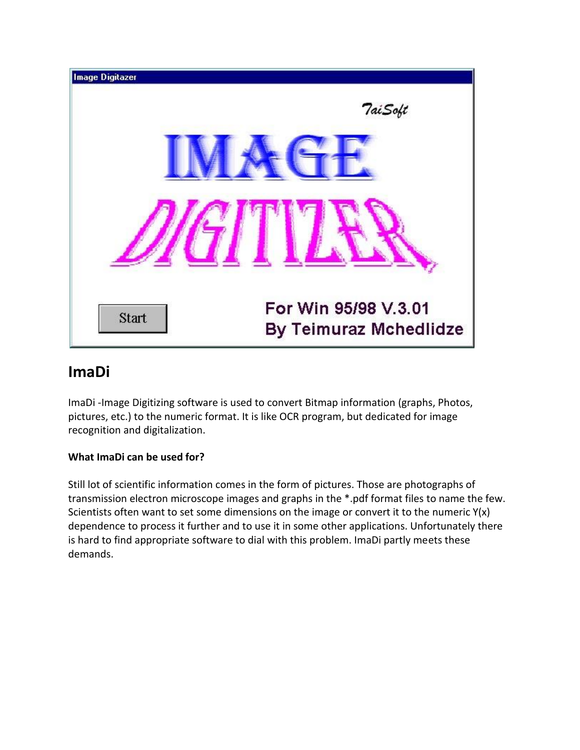## ImaDi

ImaDi -Image Digitizing software is used to convert Bitmap information (graphs, Photos, pictures, etc.) to the numeric format. It is like OCR program, but dedicated for image recognition and digitalization.

**What ImaDi can be used for?**

Still lot of scientific information comes in the form of pictures. Those are photographs of transmission electron microscope images and graphs in the *.pdf format files to name the few. Scientists often want to set some dimensions on the image or convert it to the numeric Y(x) dependence to process it further and to use it in some other applications. Unfortunately there is hard to find appropriate software to dial with this problem. ImaDi partly meets these demands.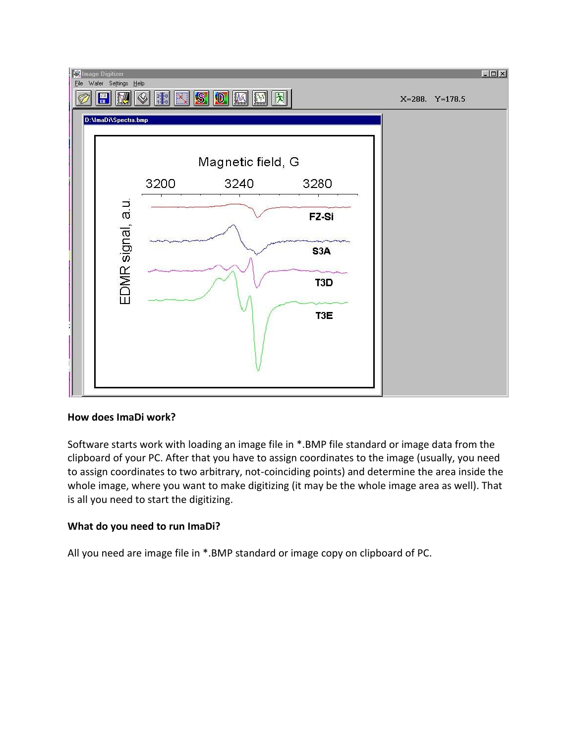## How does ImaDi work?

Software starts work with loading an image file in *.BMP file standard or image data from the clipboard of your PC. After that you have to assign coordinates to the image (usually, you need to assign coordinates to two arbitrary, not-coinciding points) and determine the area inside the whole image, where you want to make digitizing (it may be the whole image area as well). That is all you need to start the digitizing.

## What do you need to run ImaDi?

All you need are image file in *.BMP standard or image copy on clipboard of PC.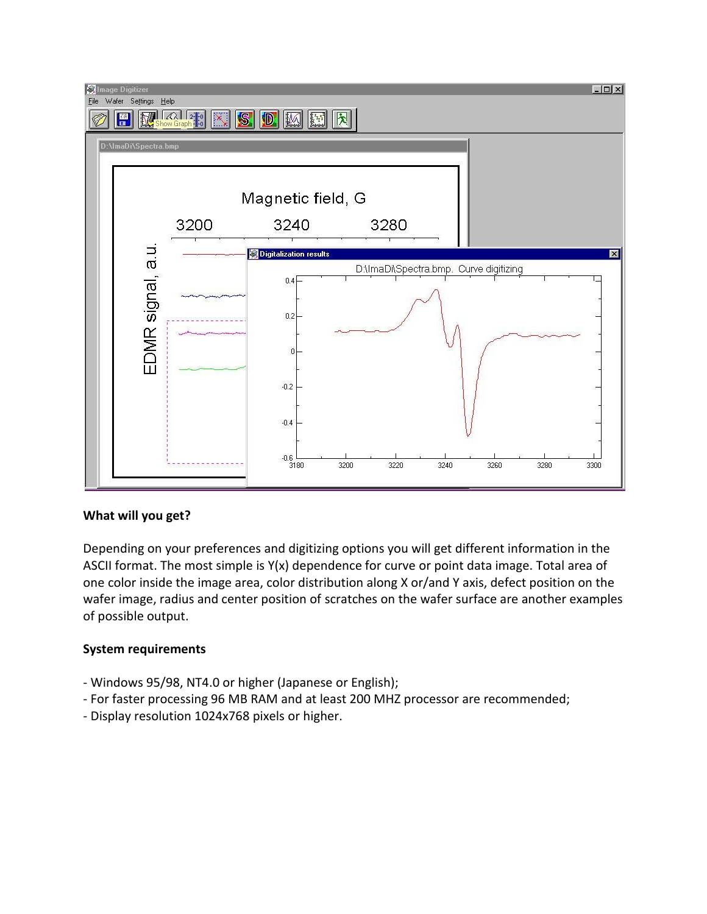**What will you get?**

Depending on your preferences and digitizing options you will get different information in the ASCII format. The most simple is Y(x) dependence for curve or point data image. Total area of one color inside the image area, color distribution along X or/and Y axis, defect position on the wafer image, radius and center position of scratches on the wafer surface are another examples of possible output.

**System requirements**

- Windows 95/98, NT4.0 or higher (Japanese or English);
- For faster processing 96 MB RAM and at least 200 MHZ processor are recommended;
- Display resolution 1024x768 pixels or higher.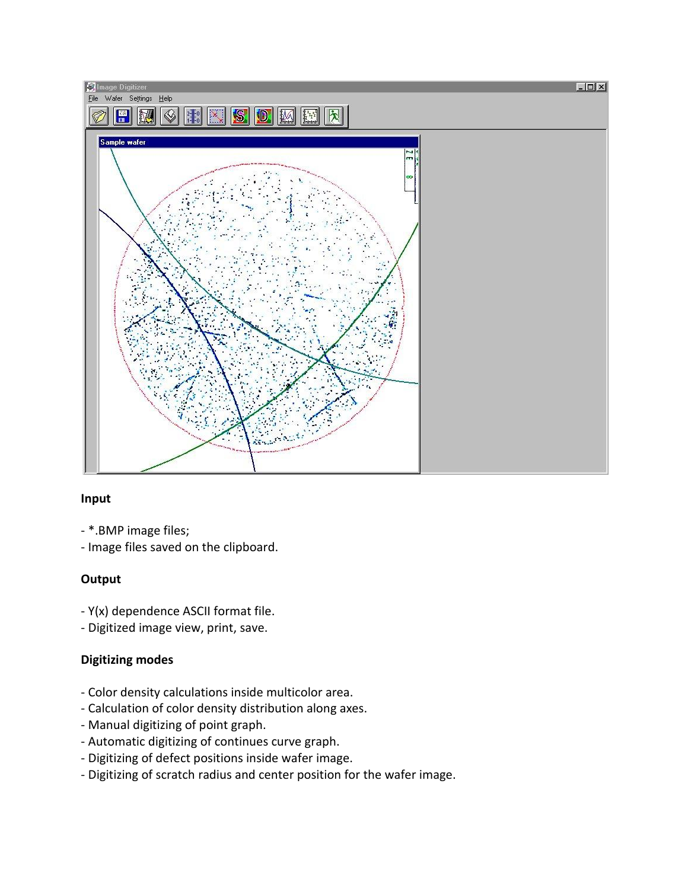**Input**

- *.BMP image files;
- Image files saved on the clipboard.

**Output**

- Y(x) dependence ASCII format file.
- Digitized image view, print, save.

**Digitizing modes**

- Color density calculations inside multicolor area.
- Calculation of color density distribution along axes.
- Manual digitizing of point graph.
- Automatic digitizing of continues curve graph.
- Digitizing of defect positions inside wafer image.
- Digitizing of scratch radius and center position for the wafer image.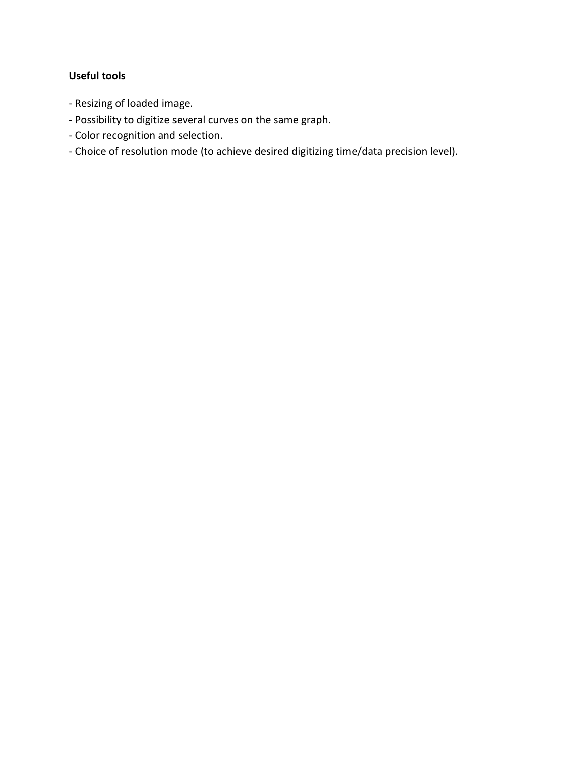**Useful tools**

- Resizing of loaded image.
- Possibility to digitize several curves on the same graph.
- Color recognition and selection.
- Choice of resolution mode (to achieve desired digitizing time/data precision level).